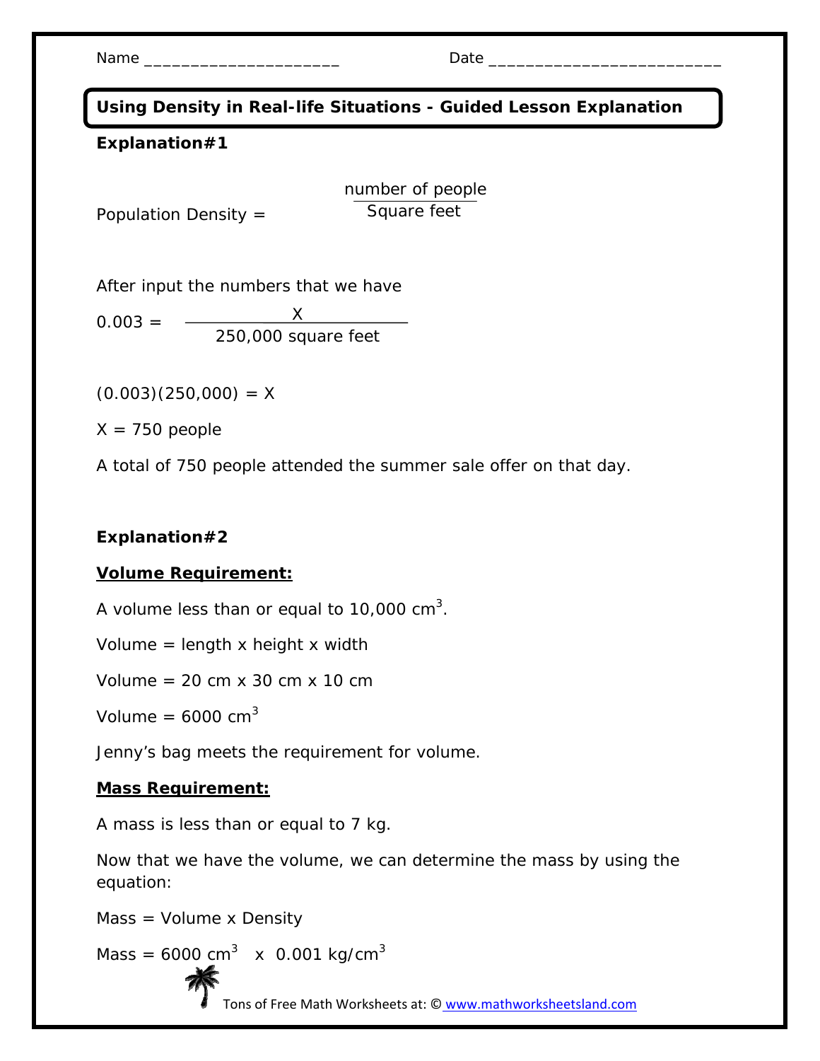Name ____________________ Date ________________________

## Using Density in Real-life Situations - Guided Lesson Explanation

**Explanation#1**

$$\text{Population Density} = \frac{\text{number of people}}{\text{Square feet}}$$

After input the numbers that we have

$$0.003 = \frac{X}{250{,}000 \text{ square feet}}$$

$(0.003)(250{,}000) = X$

$X = 750$ people

A total of 750 people attended the summer sale offer on that day.

**Explanation#2**

**<u>Volume Requirement:</u>**

A volume less than or equal to 10,000 $cm^3$.

Volume = length x height x width

Volume = 20 cm x 30 cm x 10 cm

Volume = 6000 $cm^3$

Jenny's bag meets the requirement for volume.

**<u>Mass Requirement:</u>**

A mass is less than or equal to 7 kg.

Now that we have the volume, we can determine the mass by using the equation:

Mass = Volume x Density

Mass = 6000 $cm^3$ x 0.001 $kg/cm^3$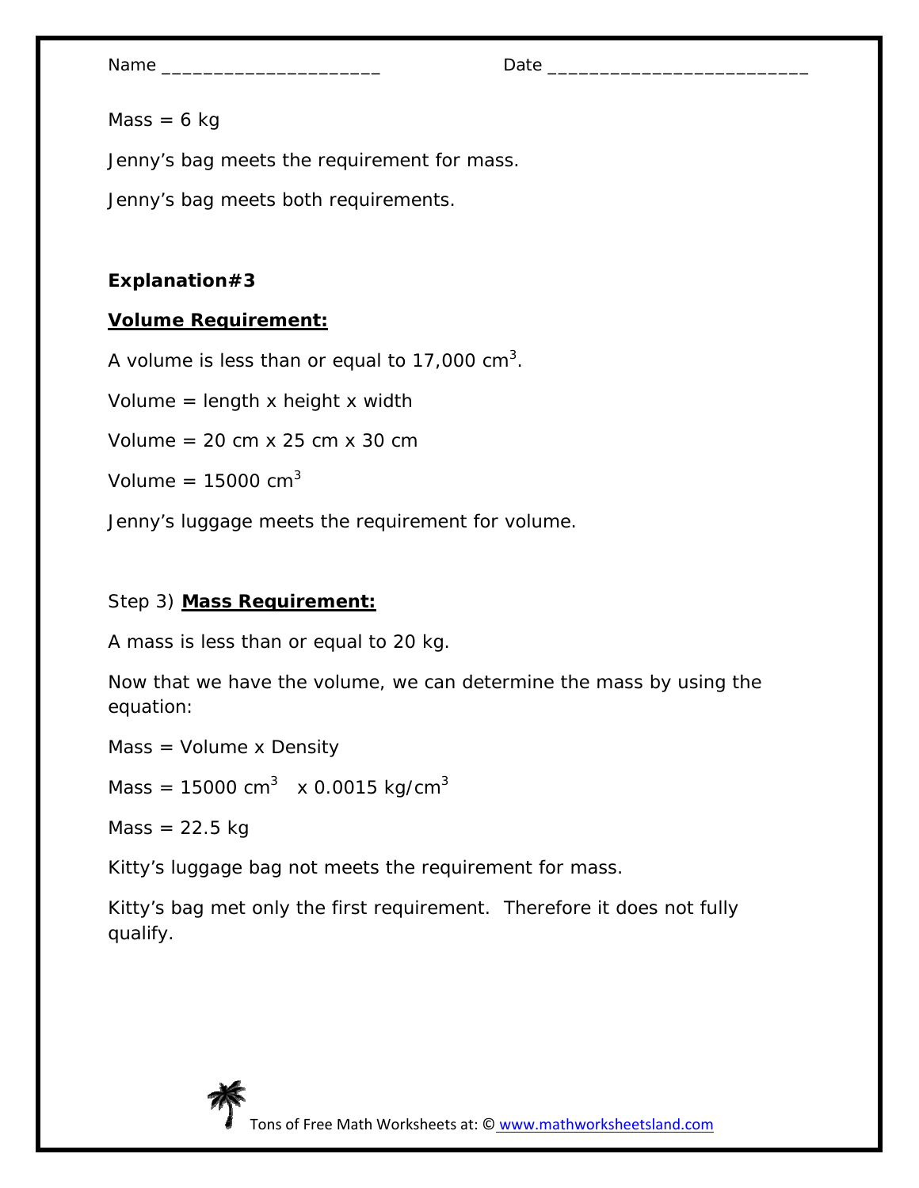Name ______________________ Date __________________________

Mass = 6 kg

Jenny's bag meets the requirement for mass.

Jenny's bag meets both requirements.

**Explanation#3**

**Volume Requirement:**

A volume is less than or equal to 17,000 $cm^3$.

Volume = length x height x width

Volume = 20 cm x 25 cm x 30 cm

Volume = 15000 $cm^3$

Jenny's luggage meets the requirement for volume.

Step 3) **Mass Requirement:**

A mass is less than or equal to 20 kg.

Now that we have the volume, we can determine the mass by using the equation:

Mass = Volume x Density

Mass = 15000 $cm^3$ x 0.0015 kg/$cm^3$

Mass = 22.5 kg

Kitty's luggage bag not meets the requirement for mass.

Kitty's bag met only the first requirement. Therefore it does not fully qualify.